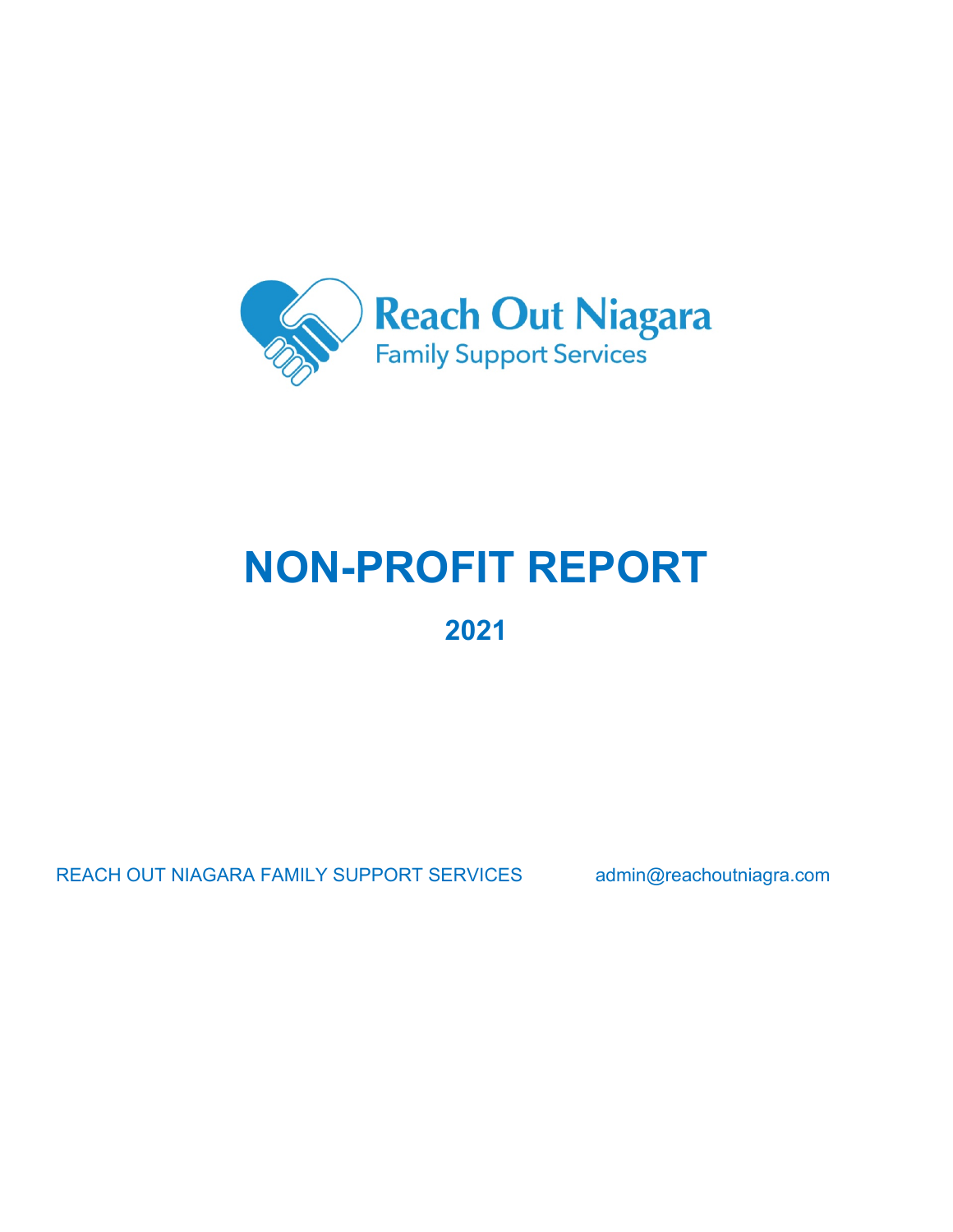Reach Out Niagara
Family Support Services

# NON-PROFIT REPORT

## 2021

REACH OUT NIAGARA FAMILY SUPPORT SERVICES admin@reachoutniagra.com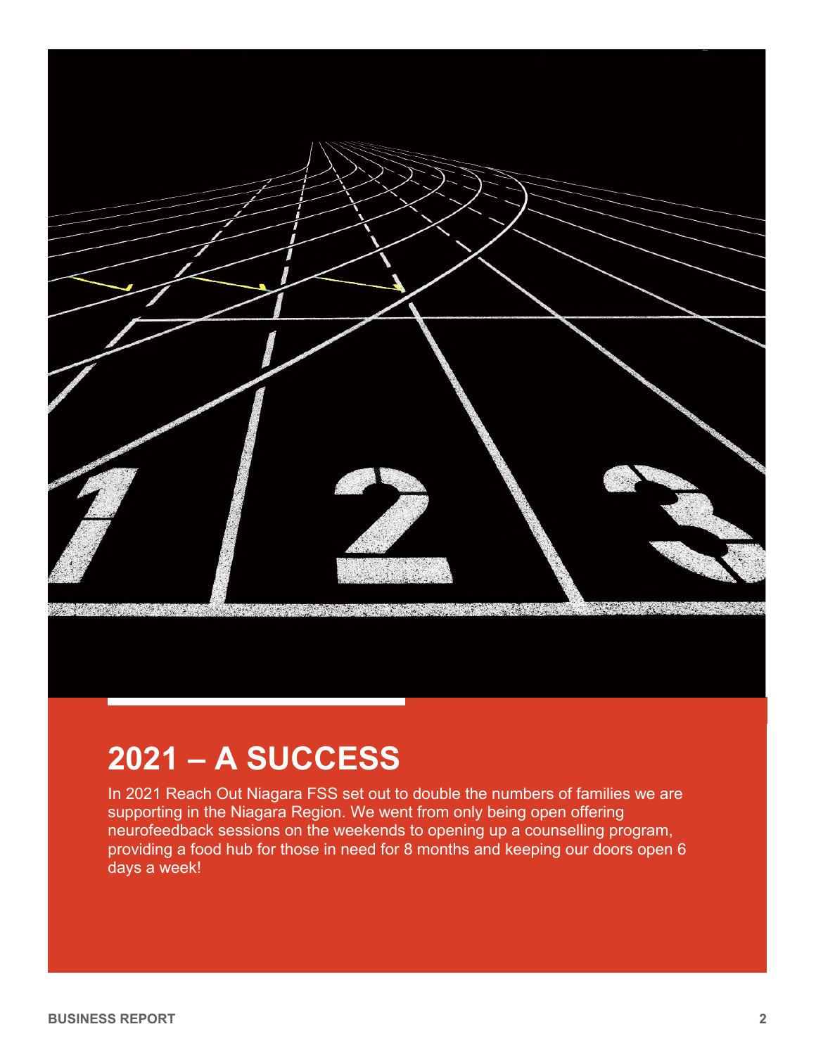# 2021 – A SUCCESS

In 2021 Reach Out Niagara FSS set out to double the numbers of families we are supporting in the Niagara Region. We went from only being open offering neurofeedback sessions on the weekends to opening up a counselling program, providing a food hub for those in need for 8 months and keeping our doors open 6 days a week!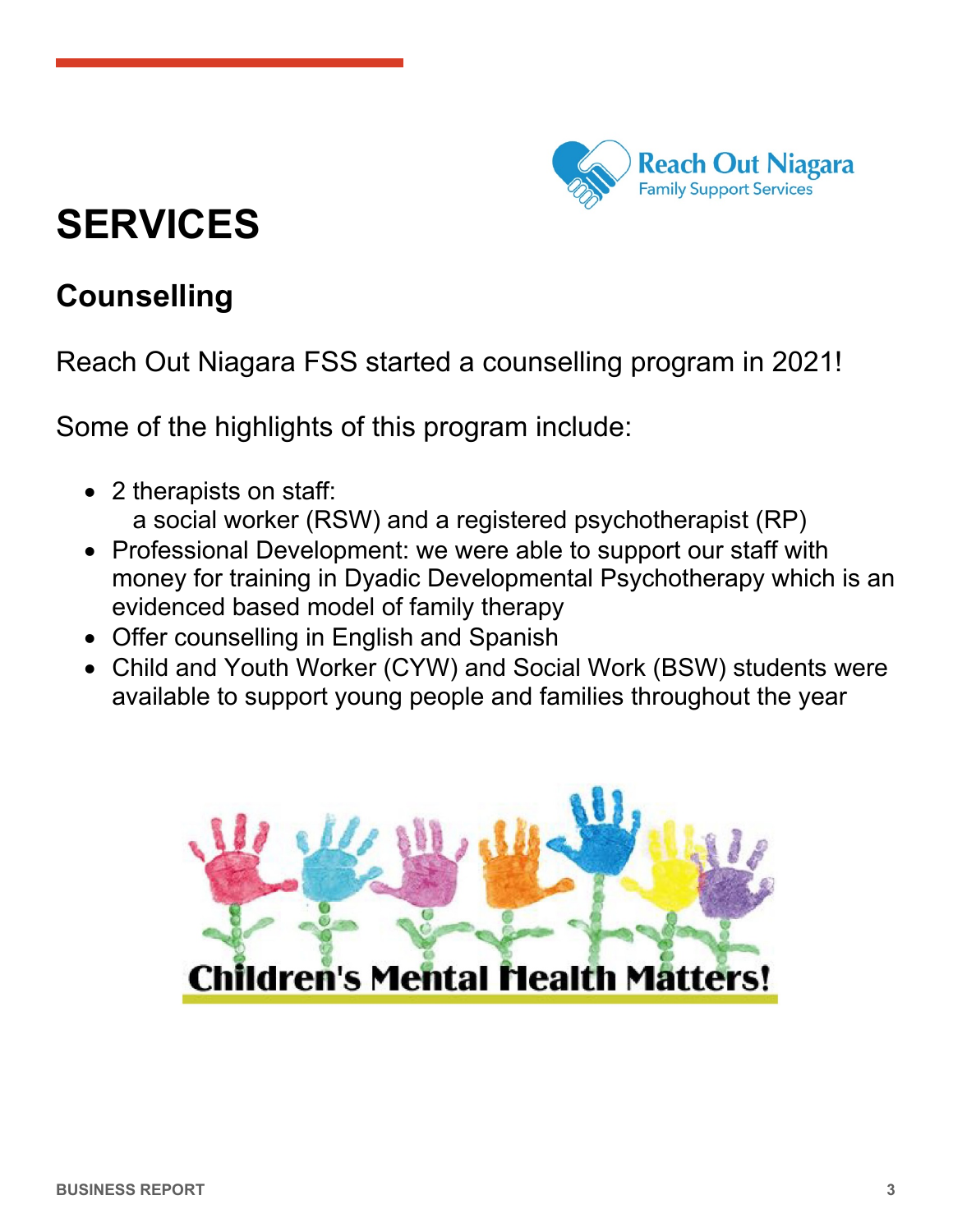# SERVICES

## Counselling

Reach Out Niagara FSS started a counselling program in 2021!

Some of the highlights of this program include:

- 2 therapists on staff:
  a social worker (RSW) and a registered psychotherapist (RP)
- Professional Development: we were able to support our staff with money for training in Dyadic Developmental Psychotherapy which is an evidenced based model of family therapy
- Offer counselling in English and Spanish
- Child and Youth Worker (CYW) and Social Work (BSW) students were available to support young people and families throughout the year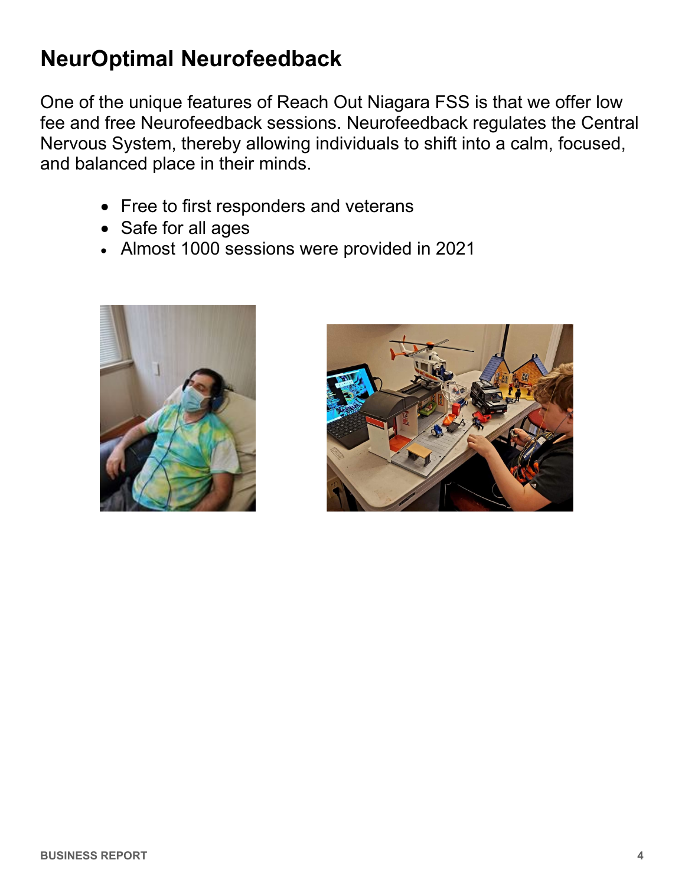# NeurOptimal Neurofeedback

One of the unique features of Reach Out Niagara FSS is that we offer low fee and free Neurofeedback sessions. Neurofeedback regulates the Central Nervous System, thereby allowing individuals to shift into a calm, focused, and balanced place in their minds.

- Free to first responders and veterans
- Safe for all ages
- Almost 1000 sessions were provided in 2021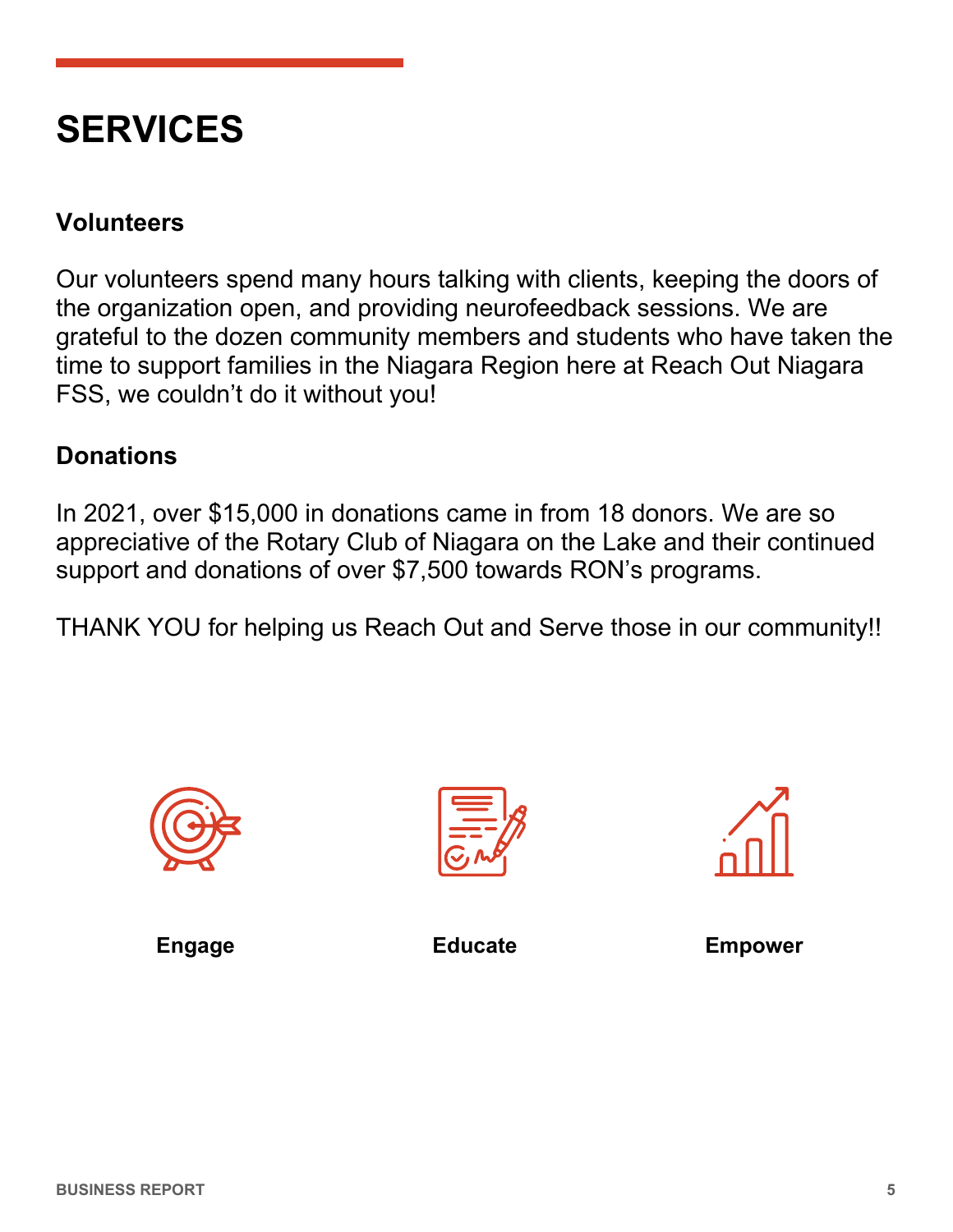# SERVICES

### Volunteers

Our volunteers spend many hours talking with clients, keeping the doors of the organization open, and providing neurofeedback sessions. We are grateful to the dozen community members and students who have taken the time to support families in the Niagara Region here at Reach Out Niagara FSS, we couldn't do it without you!

### Donations

In 2021, over $15,000 in donations came in from 18 donors. We are so appreciative of the Rotary Club of Niagara on the Lake and their continued support and donations of over $7,500 towards RON's programs.

THANK YOU for helping us Reach Out and Serve those in our community!!

**Engage** **Educate** **Empower**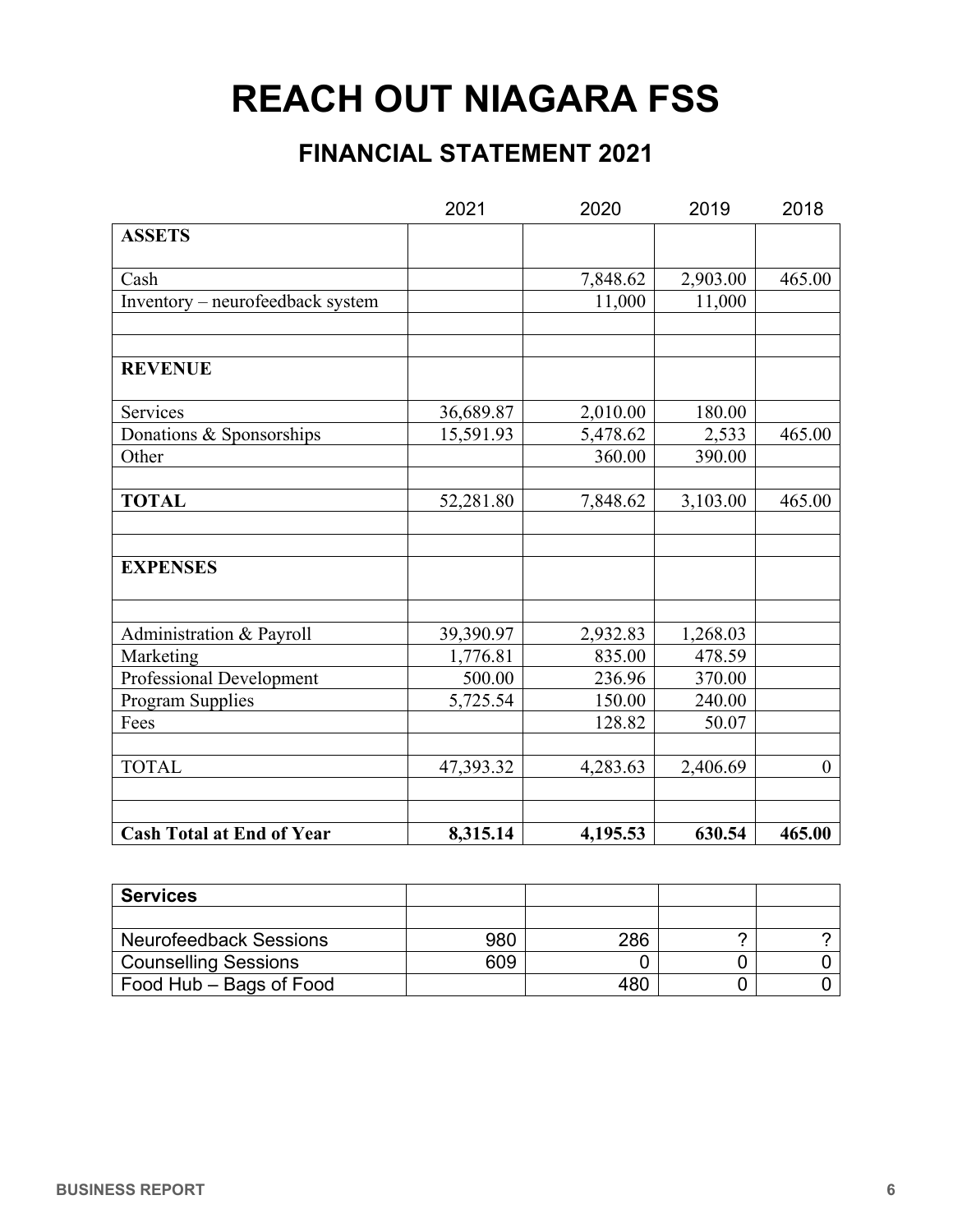# REACH OUT NIAGARA FSS

## FINANCIAL STATEMENT 2021

| | 2021 | 2020 | 2019 | 2018 |
|---|---|---|---|---|
| **ASSETS** | | | | |
| Cash | | 7,848.62 | 2,903.00 | 465.00 |
| Inventory – neurofeedback system | | 11,000 | 11,000 | |
| | | | | |
| | | | | |
| **REVENUE** | | | | |
| Services | 36,689.87 | 2,010.00 | 180.00 | |
| Donations & Sponsorships | 15,591.93 | 5,478.62 | 2,533 | 465.00 |
| Other | | 360.00 | 390.00 | |
| | | | | |
| **TOTAL** | 52,281.80 | 7,848.62 | 3,103.00 | 465.00 |
| | | | | |
| | | | | |
| **EXPENSES** | | | | |
| | | | | |
| Administration & Payroll | 39,390.97 | 2,932.83 | 1,268.03 | |
| Marketing | 1,776.81 | 835.00 | 478.59 | |
| Professional Development | 500.00 | 236.96 | 370.00 | |
| Program Supplies | 5,725.54 | 150.00 | 240.00 | |
| Fees | | 128.82 | 50.07 | |
| | | | | |
| TOTAL | 47,393.32 | 4,283.63 | 2,406.69 | 0 |
| | | | | |
| | | | | |
| **Cash Total at End of Year** | **8,315.14** | **4,195.53** | **630.54** | **465.00** |

| **Services** | | | | |
|---|---|---|---|---|
| | | | | |
| Neurofeedback Sessions | 980 | 286 | ? | ? |
| Counselling Sessions | 609 | 0 | 0 | 0 |
| Food Hub – Bags of Food | | 480 | 0 | 0 |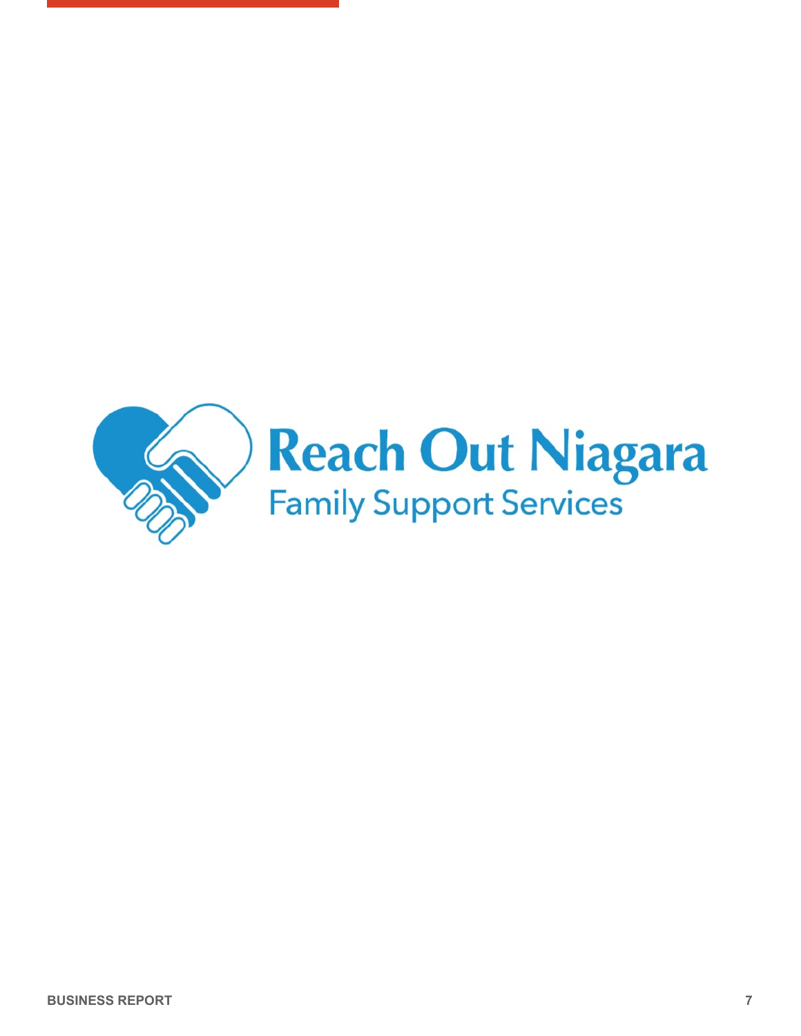Reach Out Niagara

Family Support Services